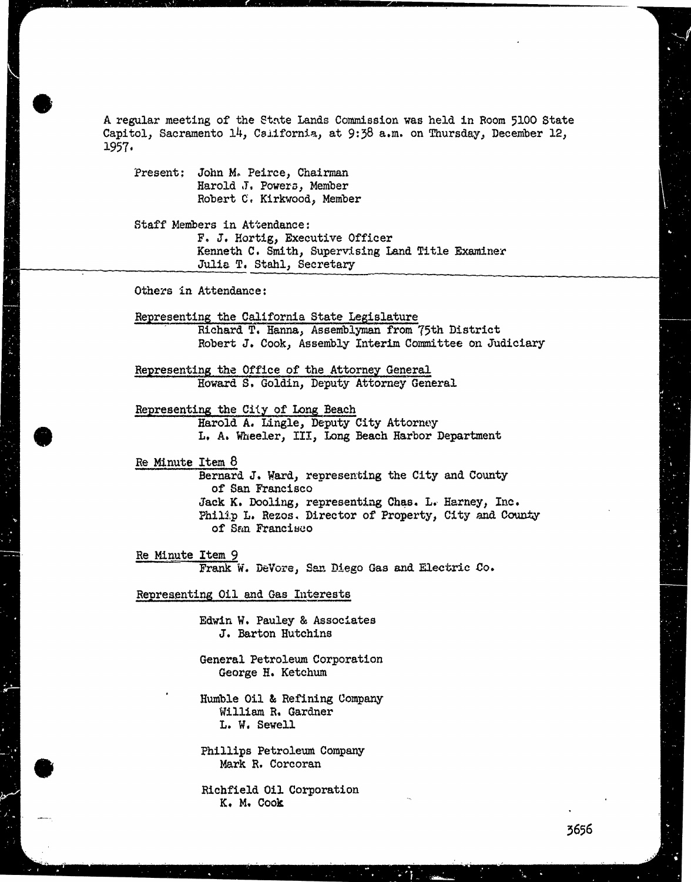A regular meeting of the State Lands Commission was held in Room 5100 State Capitol, Sacramento 14, California, at 9:38 a.m. on Thursday, December 12, 1957.

Present: John M. Peirce, Chairman
Harold J. Powers, Member
Robert C. Kirkwood, Member

Staff Members in Attendance:
F. J. Hortig, Executive Officer
Kenneth C. Smith, Supervising Land Title Examiner
Julia T. Stahl, Secretary

Others in Attendance:

Representing the California State Legislature
Richard T. Hanna, Assemblyman from 75th District
Robert J. Cook, Assembly Interim Committee on Judiciary

Representing the Office of the Attorney General
Howard S. Goldin, Deputy Attorney General

Representing the City of Long Beach
Harold A. Lingle, Deputy City Attorney
L. A. Wheeler, III, Long Beach Harbor Department

Re Minute Item 8
Bernard J. Ward, representing the City and County of San Francisco
Jack K. Dooling, representing Chas. L. Harney, Inc.
Philip L. Rezos, Director of Property, City and County of San Francisco

Re Minute Item 9
Frank W. DeVore, San Diego Gas and Electric Co.

Representing Oil and Gas Interests

Edwin W. Pauley & Associates
J. Barton Hutchins

General Petroleum Corporation
George H. Ketchum

Humble Oil & Refining Company
William R. Gardner
L. W. Sewell

Phillips Petroleum Company
Mark R. Corcoran

Richfield Oil Corporation
K. M. Cook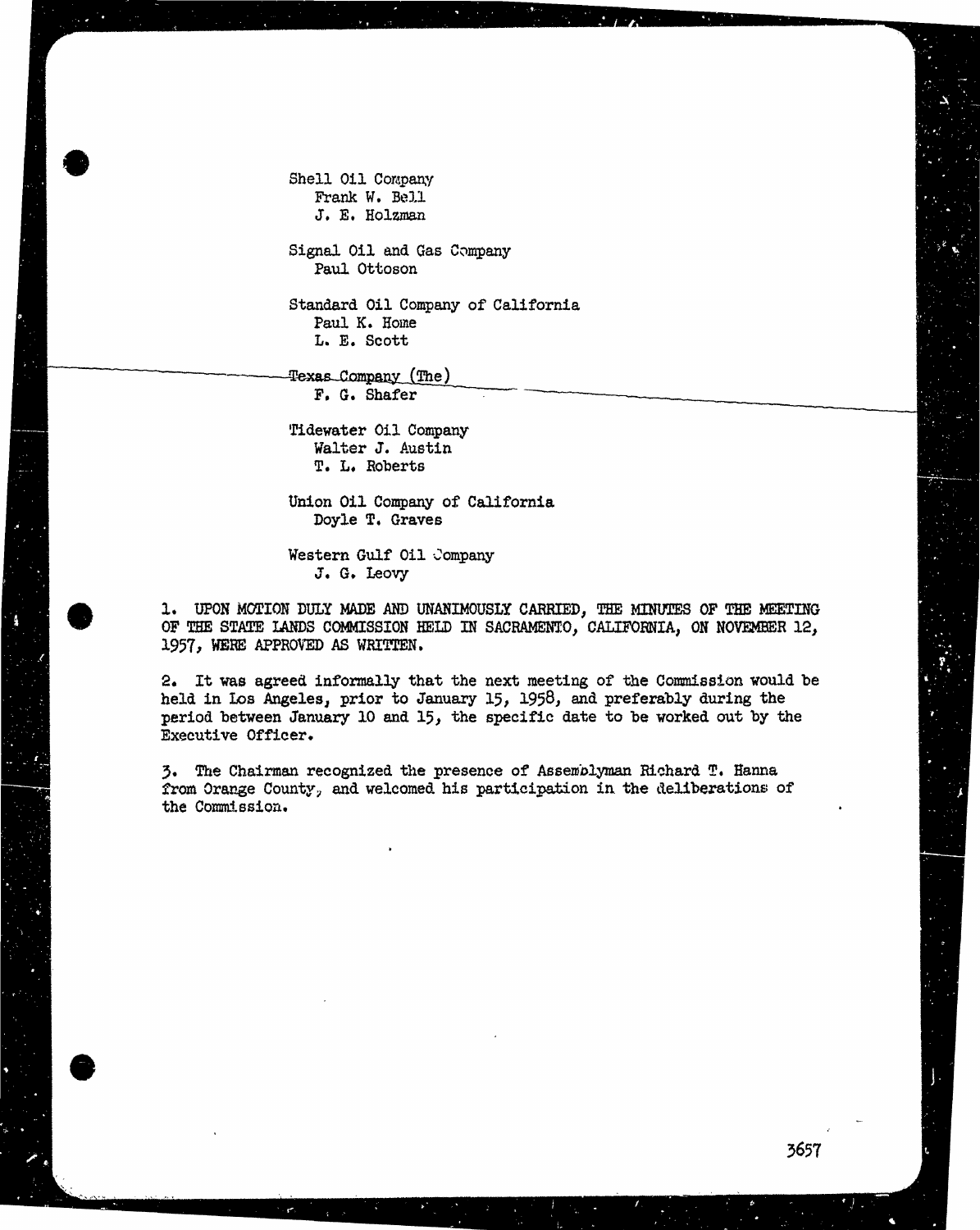Shell Oil Company
Frank W. Bell
J. E. Holzman

Signal Oil and Gas Company
Paul Ottoson

Standard Oil Company of California
Paul K. Home
L. E. Scott

Texas Company (The)
F. G. Shafer

Tidewater Oil Company
Walter J. Austin
T. L. Roberts

Union Oil Company of California
Doyle T. Graves

Western Gulf Oil Company
J. G. Leovy

1. UPON MOTION DULY MADE AND UNANIMOUSLY CARRIED, THE MINUTES OF THE MEETING OF THE STATE LANDS COMMISSION HELD IN SACRAMENTO, CALIFORNIA, ON NOVEMBER 12, 1957, WERE APPROVED AS WRITTEN.

2. It was agreed informally that the next meeting of the Commission would be held in Los Angeles, prior to January 15, 1958, and preferably during the period between January 10 and 15, the specific date to be worked out by the Executive Officer.

3. The Chairman recognized the presence of Assemblyman Richard T. Hanna from Orange County, and welcomed his participation in the deliberations of the Commission.